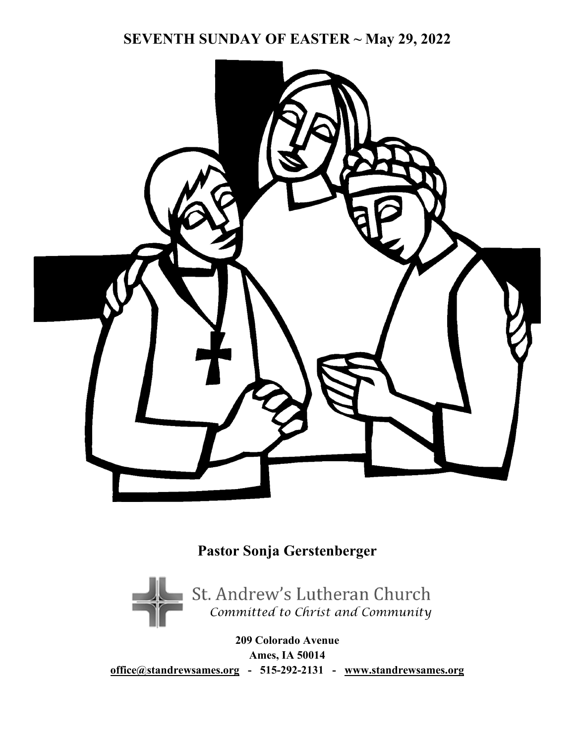# SEVENTH SUNDAY OF EASTER ~ May 29, 2022

**Pastor Sonja Gerstenberger**

St. Andrew's Lutheran Church
*Committed to Christ and Community*

**209 Colorado Avenue**
**Ames, IA 50014**
**office@standrewsames.org - 515-292-2131 - www.standrewsames.org**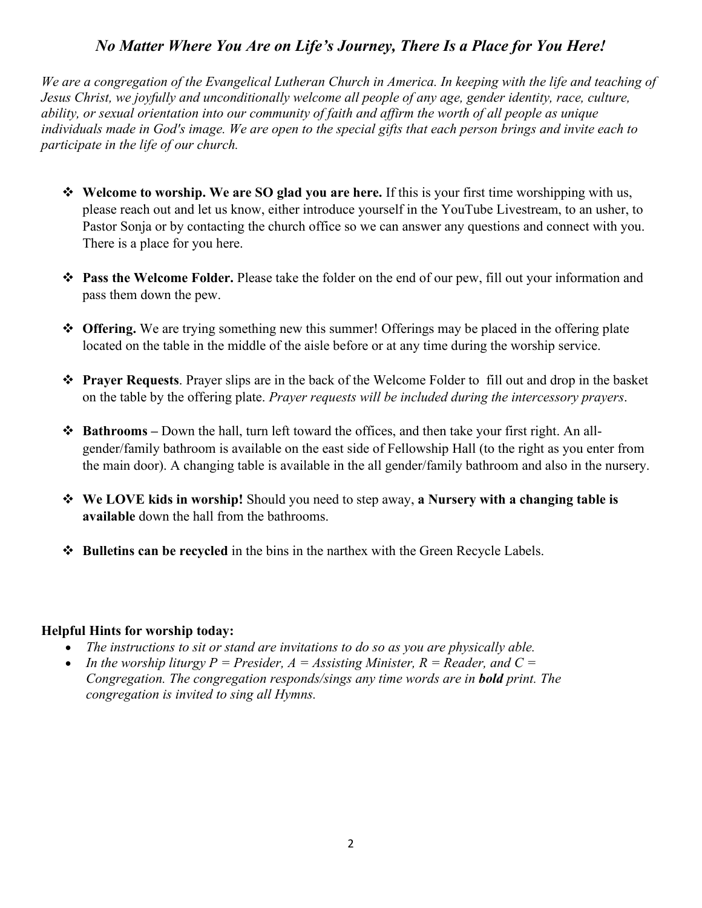## *No Matter Where You Are on Life's Journey, There Is a Place for You Here!*

*We are a congregation of the Evangelical Lutheran Church in America. In keeping with the life and teaching of Jesus Christ, we joyfully and unconditionally welcome all people of any age, gender identity, race, culture, ability, or sexual orientation into our community of faith and affirm the worth of all people as unique individuals made in God's image. We are open to the special gifts that each person brings and invite each to participate in the life of our church.*

- **Welcome to worship. We are SO glad you are here.** If this is your first time worshipping with us, please reach out and let us know, either introduce yourself in the YouTube Livestream, to an usher, to Pastor Sonja or by contacting the church office so we can answer any questions and connect with you. There is a place for you here.
- **Pass the Welcome Folder.** Please take the folder on the end of our pew, fill out your information and pass them down the pew.
- **Offering.** We are trying something new this summer! Offerings may be placed in the offering plate located on the table in the middle of the aisle before or at any time during the worship service.
- **Prayer Requests**. Prayer slips are in the back of the Welcome Folder to fill out and drop in the basket on the table by the offering plate. *Prayer requests will be included during the intercessory prayers*.
- **Bathrooms –** Down the hall, turn left toward the offices, and then take your first right. An all-gender/family bathroom is available on the east side of Fellowship Hall (to the right as you enter from the main door). A changing table is available in the all gender/family bathroom and also in the nursery.
- **We LOVE kids in worship!** Should you need to step away, **a Nursery with a changing table is available** down the hall from the bathrooms.
- **Bulletins can be recycled** in the bins in the narthex with the Green Recycle Labels.

**Helpful Hints for worship today:**

- *The instructions to sit or stand are invitations to do so as you are physically able.*
- *In the worship liturgy P = Presider, A = Assisting Minister, R = Reader, and C = Congregation. The congregation responds/sings any time words are in **bold** print. The congregation is invited to sing all Hymns.*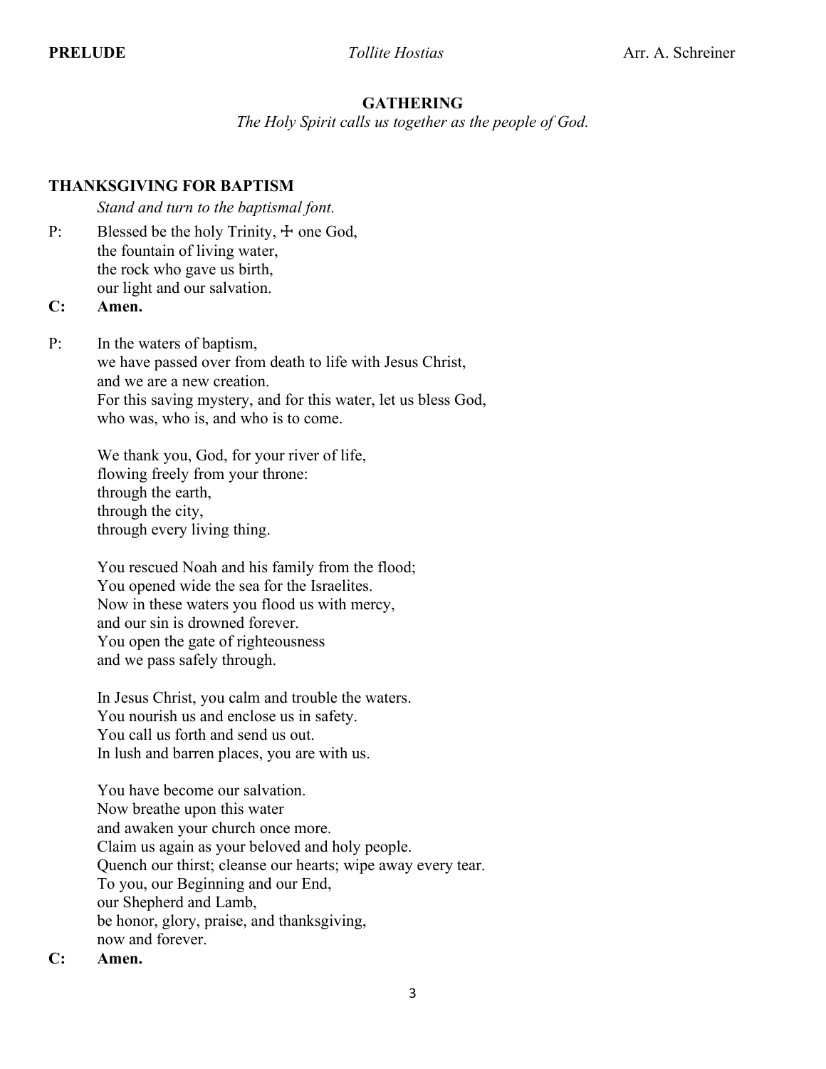**PRELUDE** *Tollite Hostias* Arr. A. Schreiner

## GATHERING

*The Holy Spirit calls us together as the people of God.*

### THANKSGIVING FOR BAPTISM

*Stand and turn to the baptismal font.*

P: Blessed be the holy Trinity, ☩ one God,
the fountain of living water,
the rock who gave us birth,
our light and our salvation.

**C: Amen.**

P: In the waters of baptism,
we have passed over from death to life with Jesus Christ,
and we are a new creation.
For this saving mystery, and for this water, let us bless God,
who was, who is, and who is to come.

We thank you, God, for your river of life,
flowing freely from your throne:
through the earth,
through the city,
through every living thing.

You rescued Noah and his family from the flood;
You opened wide the sea for the Israelites.
Now in these waters you flood us with mercy,
and our sin is drowned forever.
You open the gate of righteousness
and we pass safely through.

In Jesus Christ, you calm and trouble the waters.
You nourish us and enclose us in safety.
You call us forth and send us out.
In lush and barren places, you are with us.

You have become our salvation.
Now breathe upon this water
and awaken your church once more.
Claim us again as your beloved and holy people.
Quench our thirst; cleanse our hearts; wipe away every tear.
To you, our Beginning and our End,
our Shepherd and Lamb,
be honor, glory, praise, and thanksgiving,
now and forever.

**C: Amen.**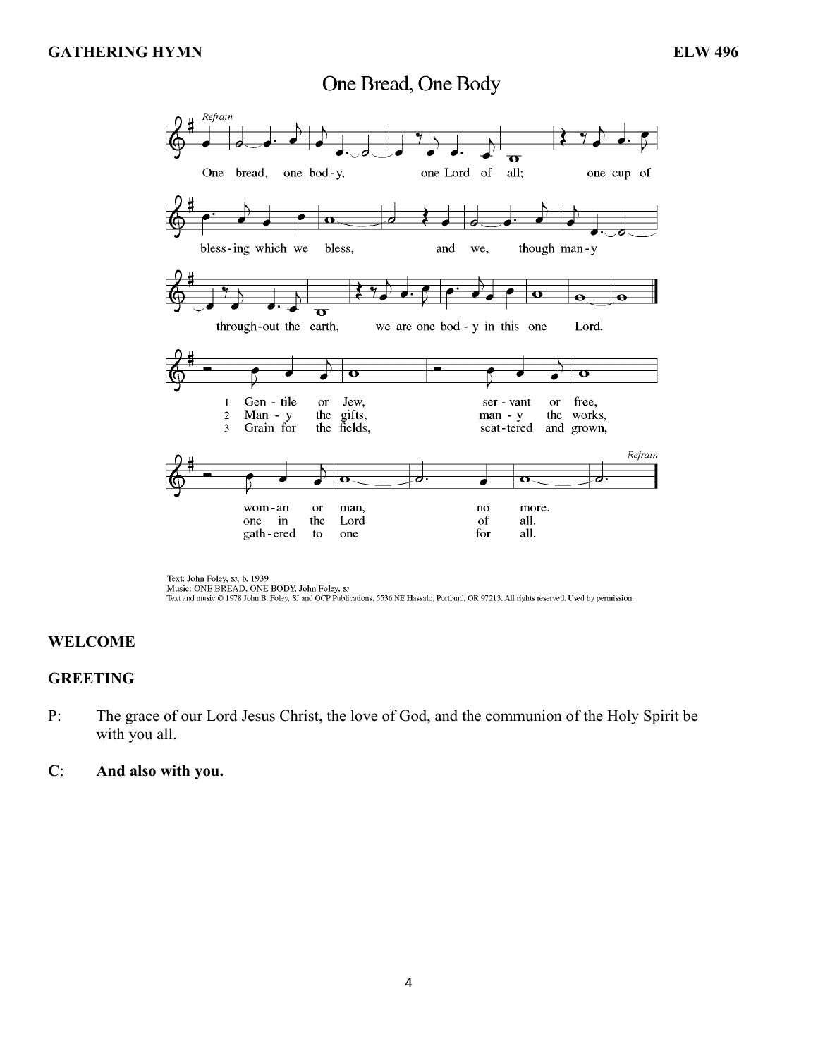**GATHERING HYMN** **ELW 496**

## One Bread, One Body

*Refrain*

One bread, one body, one Lord of all; one cup of blessing which we bless, and we, though many throughout the earth, we are one body in this one Lord.

1 Gentile or Jew, servant or free, woman or man, no more.
2 Many the gifts, many the works, one in the Lord of all.
3 Grain for the fields, scattered and grown, gathered to one for all.

*Refrain*

Text: John Foley, SJ, b. 1939
Music: ONE BREAD, ONE BODY, John Foley, SJ
Text and music © 1978 John B. Foley, SJ and OCP Publications. 5536 NE Hassalo, Portland, OR 97213. All rights reserved. Used by permission.

**WELCOME**

**GREETING**

P: The grace of our Lord Jesus Christ, the love of God, and the communion of the Holy Spirit be with you all.

**C**: **And also with you.**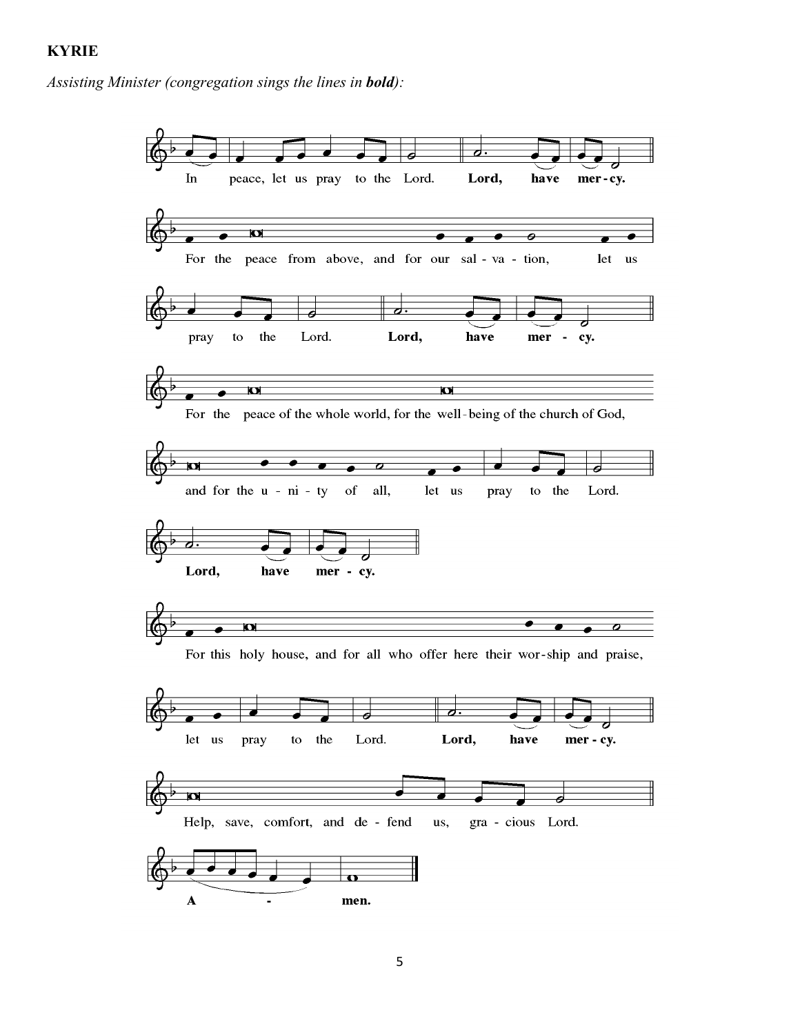**KYRIE**

*Assisting Minister (congregation sings the lines in **bold**):*

In peace, let us pray to the Lord. **Lord, have mer-cy.**

For the peace from above, and for our sal-va-tion, let us pray to the Lord. **Lord, have mer-cy.**

For the peace of the whole world, for the well-being of the church of God, and for the u-ni-ty of all, let us pray to the Lord. **Lord, have mer-cy.**

For this holy house, and for all who offer here their wor-ship and praise, let us pray to the Lord. **Lord, have mer-cy.**

Help, save, comfort, and de-fend us, gra-cious Lord. **A - men.**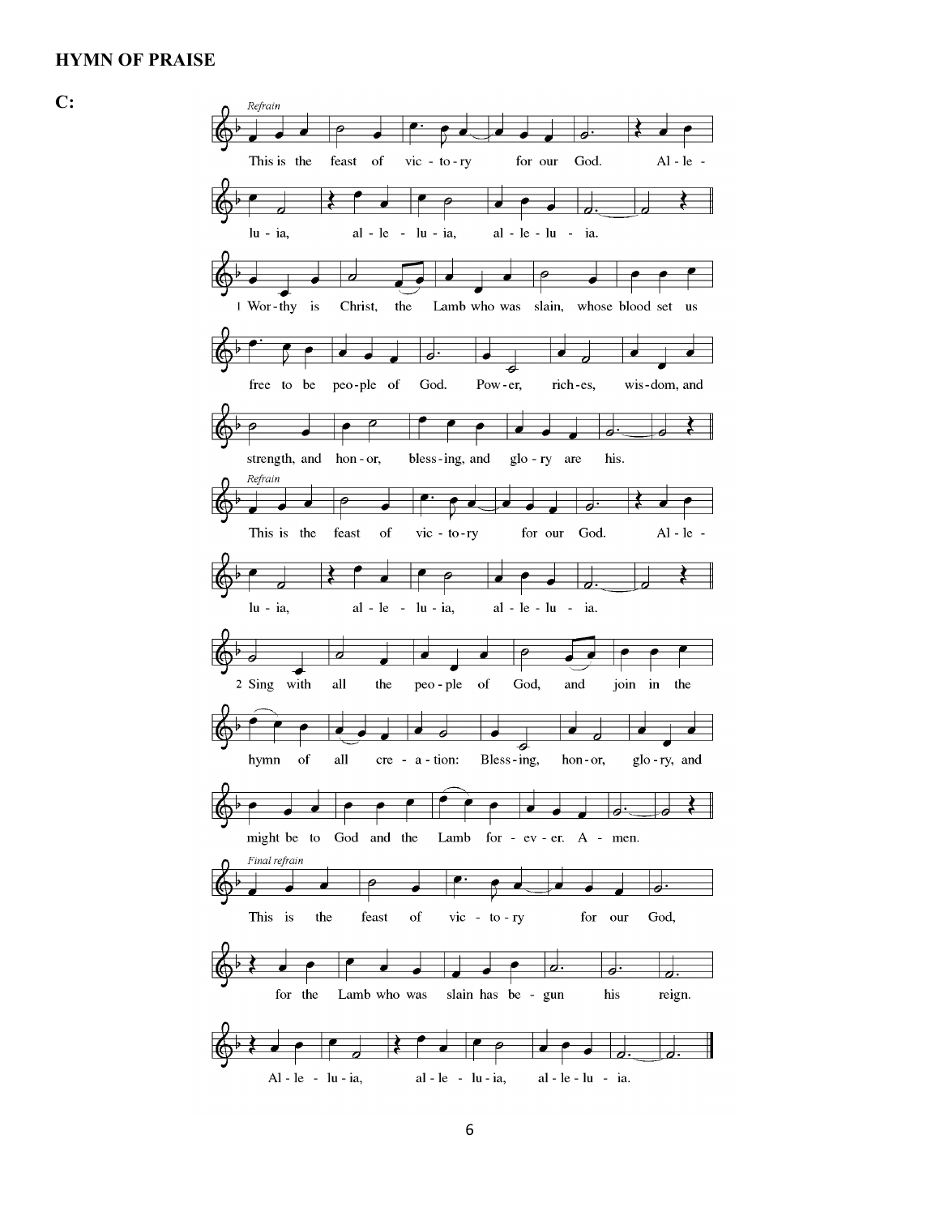## HYMN OF PRAISE

**C:**

*Refrain*

This is the feast of vic-to-ry for our God. Al-le-lu-ia, al-le-lu-ia, al-le-lu-ia.

1 Wor-thy is Christ, the Lamb who was slain, whose blood set us free to be peo-ple of God. Pow-er, rich-es, wis-dom, and strength, and hon-or, bless-ing, and glo-ry are his.

*Refrain*

This is the feast of vic-to-ry for our God. Al-le-lu-ia, al-le-lu-ia, al-le-lu-ia.

2 Sing with all the peo-ple of God, and join in the hymn of all cre-a-tion: Bless-ing, hon-or, glo-ry, and might be to God and the Lamb for-ev-er. A-men.

*Final refrain*

This is the feast of vic-to-ry for our God, for the Lamb who was slain has be-gun his reign. Al-le-lu-ia, al-le-lu-ia, al-le-lu-ia.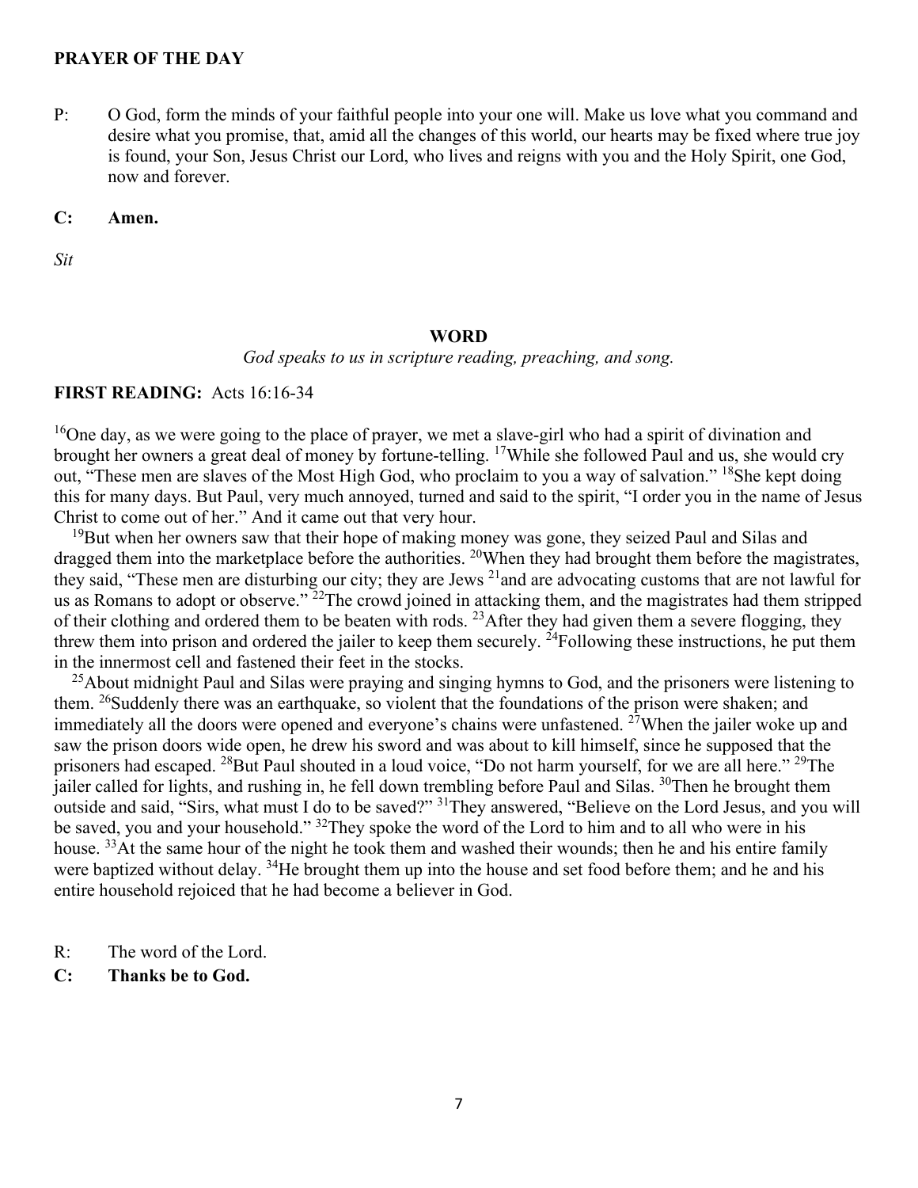**PRAYER OF THE DAY**

P: O God, form the minds of your faithful people into your one will. Make us love what you command and desire what you promise, that, amid all the changes of this world, our hearts may be fixed where true joy is found, your Son, Jesus Christ our Lord, who lives and reigns with you and the Holy Spirit, one God, now and forever.

**C: Amen.**

*Sit*

## WORD

*God speaks to us in scripture reading, preaching, and song.*

**FIRST READING:** Acts 16:16-34

[16]One day, as we were going to the place of prayer, we met a slave-girl who had a spirit of divination and brought her owners a great deal of money by fortune-telling. [17]While she followed Paul and us, she would cry out, "These men are slaves of the Most High God, who proclaim to you a way of salvation." [18]She kept doing this for many days. But Paul, very much annoyed, turned and said to the spirit, "I order you in the name of Jesus Christ to come out of her." And it came out that very hour.

[19]But when her owners saw that their hope of making money was gone, they seized Paul and Silas and dragged them into the marketplace before the authorities. [20]When they had brought them before the magistrates, they said, "These men are disturbing our city; they are Jews [21]and are advocating customs that are not lawful for us as Romans to adopt or observe." [22]The crowd joined in attacking them, and the magistrates had them stripped of their clothing and ordered them to be beaten with rods. [23]After they had given them a severe flogging, they threw them into prison and ordered the jailer to keep them securely. [24]Following these instructions, he put them in the innermost cell and fastened their feet in the stocks.

[25]About midnight Paul and Silas were praying and singing hymns to God, and the prisoners were listening to them. [26]Suddenly there was an earthquake, so violent that the foundations of the prison were shaken; and immediately all the doors were opened and everyone's chains were unfastened. [27]When the jailer woke up and saw the prison doors wide open, he drew his sword and was about to kill himself, since he supposed that the prisoners had escaped. [28]But Paul shouted in a loud voice, "Do not harm yourself, for we are all here." [29]The jailer called for lights, and rushing in, he fell down trembling before Paul and Silas. [30]Then he brought them outside and said, "Sirs, what must I do to be saved?" [31]They answered, "Believe on the Lord Jesus, and you will be saved, you and your household." [32]They spoke the word of the Lord to him and to all who were in his house. [33]At the same hour of the night he took them and washed their wounds; then he and his entire family were baptized without delay. [34]He brought them up into the house and set food before them; and he and his entire household rejoiced that he had become a believer in God.

R: The word of the Lord.

**C: Thanks be to God.**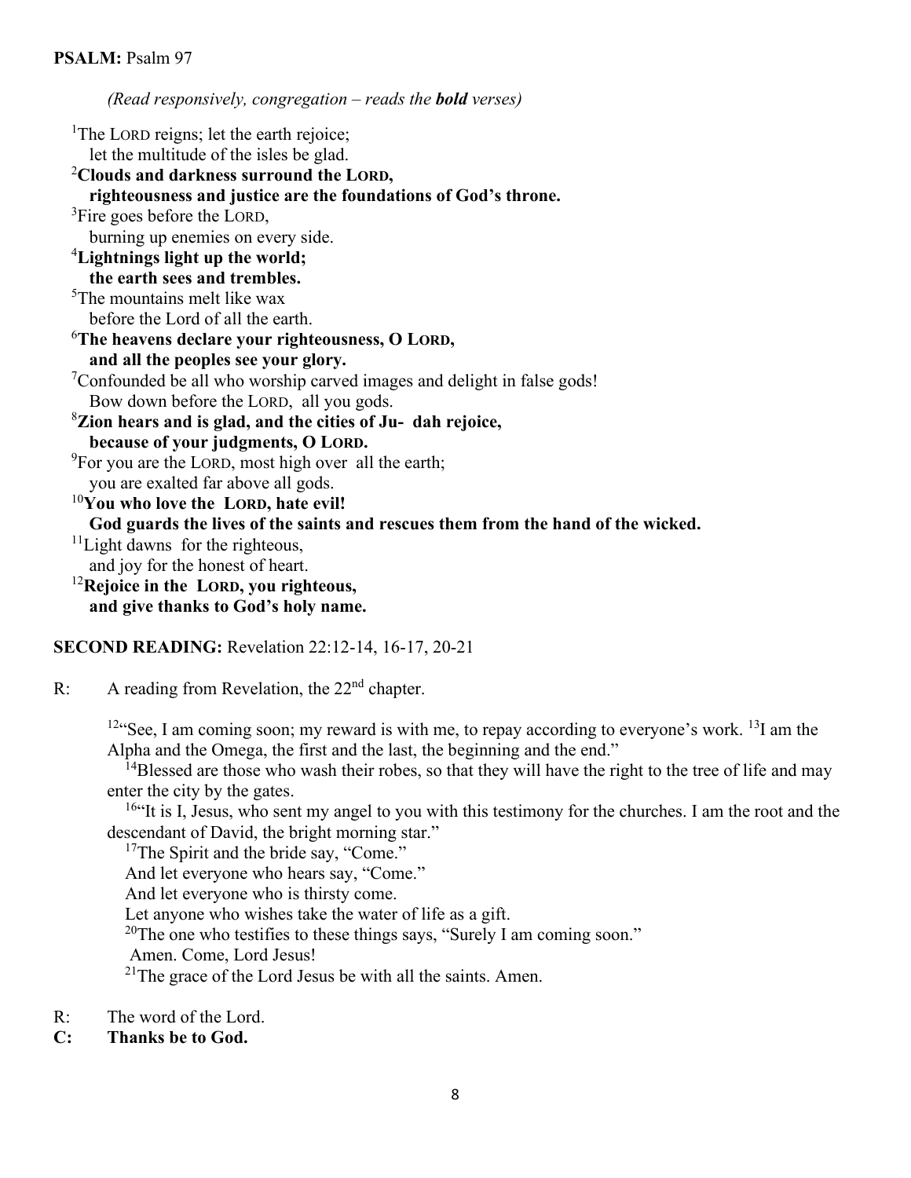**PSALM:** Psalm 97

*(Read responsively, congregation – reads the **bold** verses)*

[1]The LORD reigns; let the earth rejoice;
let the multitude of the isles be glad.

**[2]Clouds and darkness surround the LORD,**
**righteousness and justice are the foundations of God's throne.**

[3]Fire goes before the LORD,
burning up enemies on every side.

**[4]Lightnings light up the world;**
**the earth sees and trembles.**

[5]The mountains melt like wax
before the Lord of all the earth.

**[6]The heavens declare your righteousness, O LORD,**
**and all the peoples see your glory.**

[7]Confounded be all who worship carved images and delight in false gods!
Bow down before the LORD, all you gods.

**[8]Zion hears and is glad, and the cities of Ju- dah rejoice,**
**because of your judgments, O LORD.**

[9]For you are the LORD, most high over all the earth;
you are exalted far above all gods.

**[10]You who love the LORD, hate evil!**
**God guards the lives of the saints and rescues them from the hand of the wicked.**

[11]Light dawns for the righteous,
and joy for the honest of heart.

**[12]Rejoice in the LORD, you righteous,**
**and give thanks to God's holy name.**

**SECOND READING:** Revelation 22:12-14, 16-17, 20-21

R: A reading from Revelation, the 22nd chapter.

[12]"See, I am coming soon; my reward is with me, to repay according to everyone's work. [13]I am the Alpha and the Omega, the first and the last, the beginning and the end."

[14]Blessed are those who wash their robes, so that they will have the right to the tree of life and may enter the city by the gates.

[16]"It is I, Jesus, who sent my angel to you with this testimony for the churches. I am the root and the descendant of David, the bright morning star."

[17]The Spirit and the bride say, "Come."
And let everyone who hears say, "Come."
And let everyone who is thirsty come.
Let anyone who wishes take the water of life as a gift.

[20]The one who testifies to these things says, "Surely I am coming soon."
Amen. Come, Lord Jesus!

[21]The grace of the Lord Jesus be with all the saints. Amen.

R: The word of the Lord.

**C: Thanks be to God.**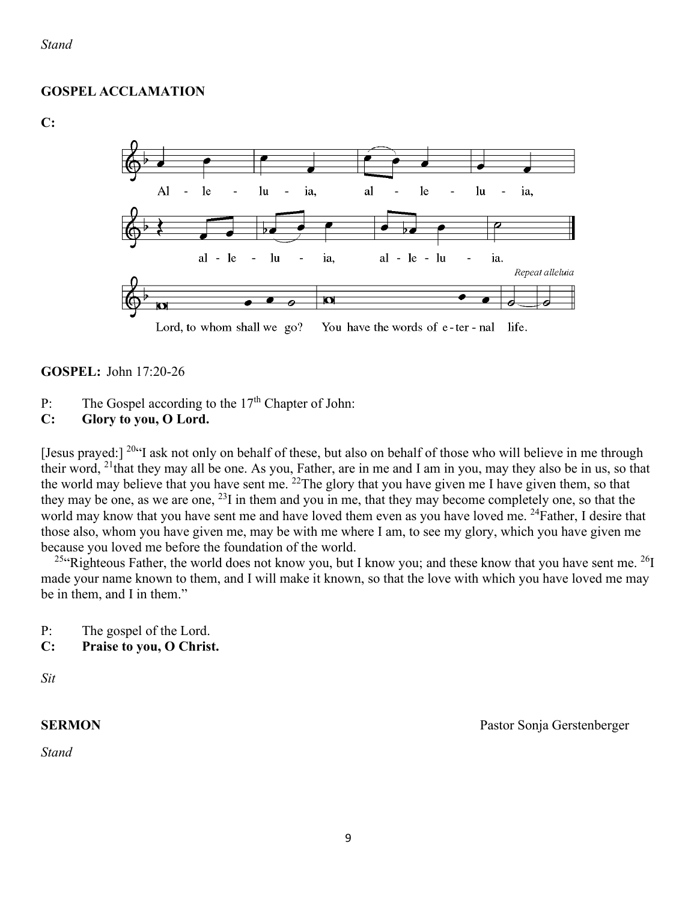*Stand*

**GOSPEL ACCLAMATION**

**C:**

Al - le - lu - ia, al - le - lu - ia,

al - le - lu - ia, al - le - lu - ia.

*Repeat alleluia*

Lord, to whom shall we go? You have the words of e - ter - nal life.

**GOSPEL:** John 17:20-26

P: The Gospel according to the 17th Chapter of John:

**C: Glory to you, O Lord.**

[Jesus prayed:] [20]"I ask not only on behalf of these, but also on behalf of those who will believe in me through their word, [21]that they may all be one. As you, Father, are in me and I am in you, may they also be in us, so that the world may believe that you have sent me. [22]The glory that you have given me I have given them, so that they may be one, as we are one, [23]I in them and you in me, that they may become completely one, so that the world may know that you have sent me and have loved them even as you have loved me. [24]Father, I desire that those also, whom you have given me, may be with me where I am, to see my glory, which you have given me because you loved me before the foundation of the world.

[25]"Righteous Father, the world does not know you, but I know you; and these know that you have sent me. [26]I made your name known to them, and I will make it known, so that the love with which you have loved me may be in them, and I in them."

P: The gospel of the Lord.

**C: Praise to you, O Christ.**

*Sit*

**SERMON** Pastor Sonja Gerstenberger

*Stand*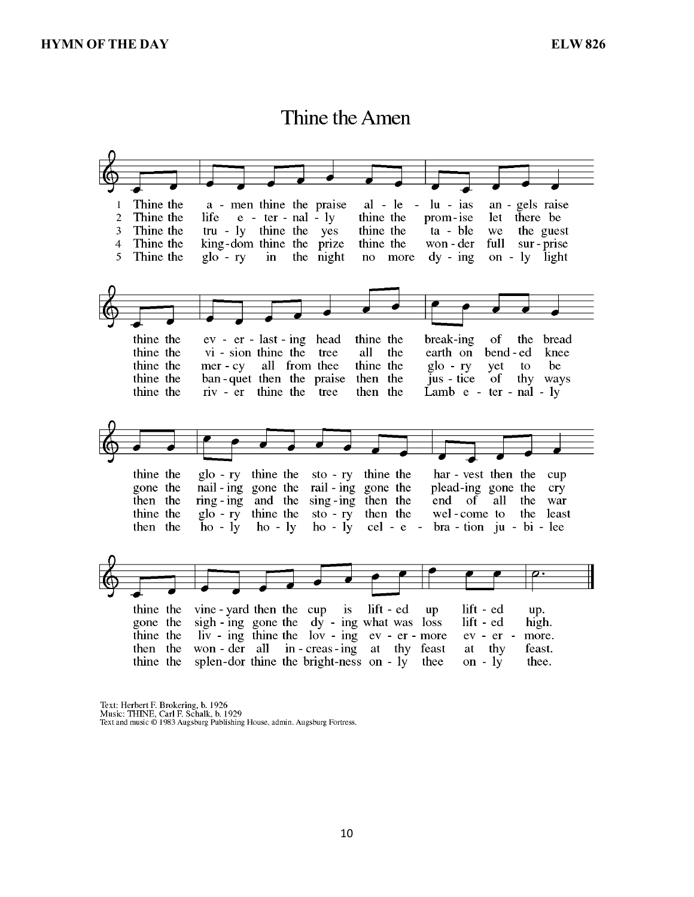**HYMN OF THE DAY** **ELW 826**

# Thine the Amen

1. Thine the amen thine the praise alleluias angels raise thine the everlasting head thine the breaking of the bread thine the glory thine the story thine the harvest then the cup thine the vineyard then the cup is lifted up lifted up.

2. Thine the life eternally thine the promise let there be thine the vision thine the tree all the earth on bended knee gone the nailing gone the railing gone the pleading gone the cry gone the sighing gone the dying what was loss lifted high.

3. Thine the truly thine the yes thine the table we the guest thine the mercy all from thee thine the glory yet to be then the ringing and the singing then the end of all the war thine the living thine the loving evermore evermore.

4. Thine the kingdom thine the prize thine the wonder full surprise thine the banquet then the praise then the justice of thy ways thine the glory thine the story then the welcome to the least then the wonder all increasing at thy feast at thy feast.

5. Thine the glory in the night no more dying only light thine the river thine the tree then the Lamb eternally then the holy holy holy celebration jubilee thine the splendor thine the brightness only thee only thee.

Text: Herbert F. Brokering, b. 1926
Music: THINE, Carl F. Schalk, b. 1929
Text and music © 1983 Augsburg Publishing House, admin. Augsburg Fortress.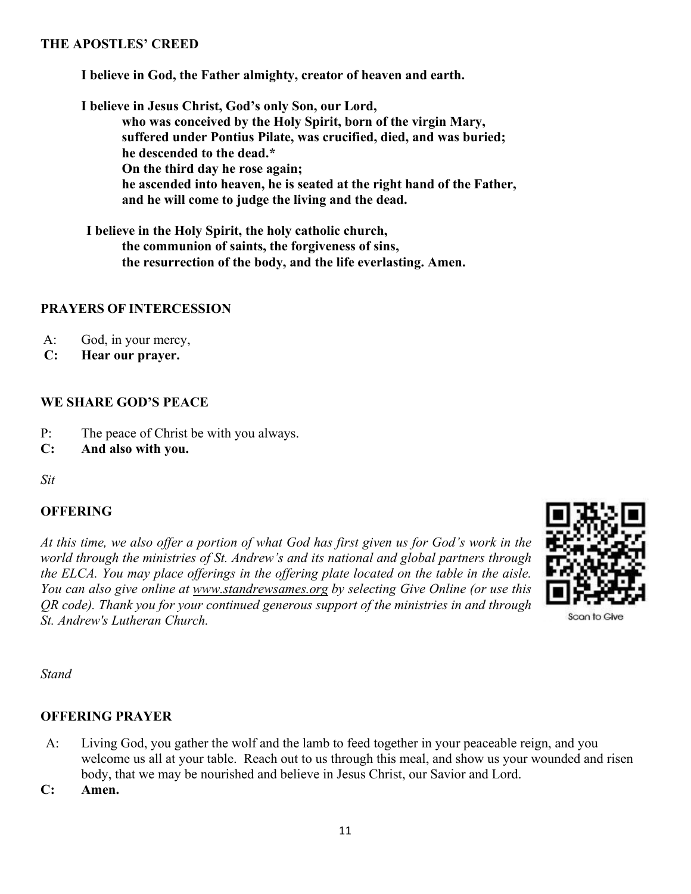## THE APOSTLES' CREED

**I believe in God, the Father almighty, creator of heaven and earth.**

**I believe in Jesus Christ, God's only Son, our Lord,**
**who was conceived by the Holy Spirit, born of the virgin Mary,**
**suffered under Pontius Pilate, was crucified, died, and was buried;**
**he descended to the dead.***
**On the third day he rose again;**
**he ascended into heaven, he is seated at the right hand of the Father,**
**and he will come to judge the living and the dead.**

**I believe in the Holy Spirit, the holy catholic church,**
**the communion of saints, the forgiveness of sins,**
**the resurrection of the body, and the life everlasting. Amen.**

## PRAYERS OF INTERCESSION

A: God, in your mercy,
**C: Hear our prayer.**

## WE SHARE GOD'S PEACE

P: The peace of Christ be with you always.
**C: And also with you.**

*Sit*

## OFFERING

*At this time, we also offer a portion of what God has first given us for God's work in the world through the ministries of St. Andrew's and its national and global partners through the ELCA. You may place offerings in the offering plate located on the table in the aisle. You can also give online at www.standrewsames.org by selecting Give Online (or use this QR code). Thank you for your continued generous support of the ministries in and through St. Andrew's Lutheran Church.*

Scan to Give

*Stand*

## OFFERING PRAYER

A: Living God, you gather the wolf and the lamb to feed together in your peaceable reign, and you welcome us all at your table. Reach out to us through this meal, and show us your wounded and risen body, that we may be nourished and believe in Jesus Christ, our Savior and Lord.
**C: Amen.**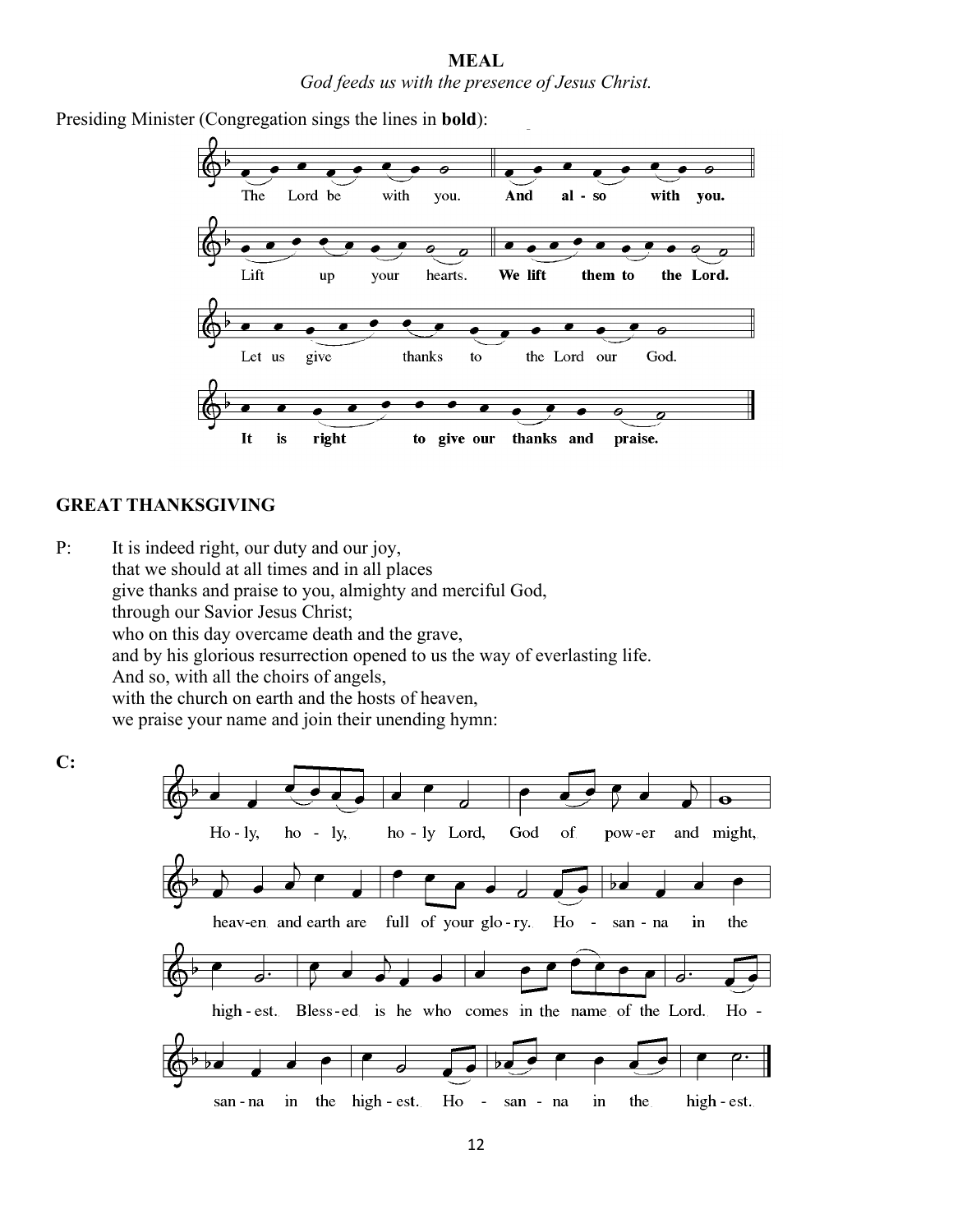**MEAL**

*God feeds us with the presence of Jesus Christ.*

Presiding Minister (Congregation sings the lines in **bold**):

The Lord be with you. **And also with you.**

Lift up your hearts. **We lift them to the Lord.**

Let us give thanks to the Lord our God.

**It is right to give our thanks and praise.**

## GREAT THANKSGIVING

P: It is indeed right, our duty and our joy,
that we should at all times and in all places
give thanks and praise to you, almighty and merciful God,
through our Savior Jesus Christ;
who on this day overcame death and the grave,
and by his glorious resurrection opened to us the way of everlasting life.
And so, with all the choirs of angels,
with the church on earth and the hosts of heaven,
we praise your name and join their unending hymn:

**C:**

Ho - ly, ho - ly, ho - ly Lord, God of pow-er and might,
heav-en and earth are full of your glo - ry. Ho - san - na in the
high - est. Bless-ed is he who comes in the name of the Lord. Ho -
san - na in the high - est. Ho - san - na in the high - est.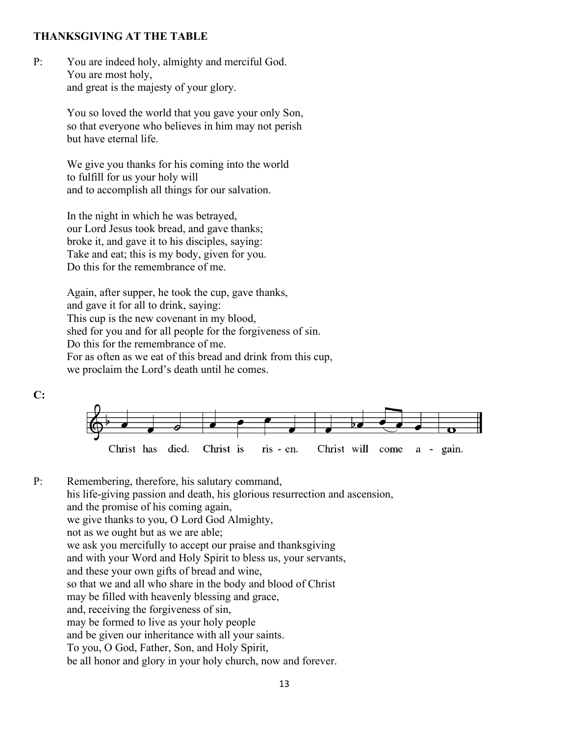**THANKSGIVING AT THE TABLE**

P: You are indeed holy, almighty and merciful God.
You are most holy,
and great is the majesty of your glory.

You so loved the world that you gave your only Son,
so that everyone who believes in him may not perish
but have eternal life.

We give you thanks for his coming into the world
to fulfill for us your holy will
and to accomplish all things for our salvation.

In the night in which he was betrayed,
our Lord Jesus took bread, and gave thanks;
broke it, and gave it to his disciples, saying:
Take and eat; this is my body, given for you.
Do this for the remembrance of me.

Again, after supper, he took the cup, gave thanks,
and gave it for all to drink, saying:
This cup is the new covenant in my blood,
shed for you and for all people for the forgiveness of sin.
Do this for the remembrance of me.
For as often as we eat of this bread and drink from this cup,
we proclaim the Lord's death until he comes.

**C:**

Christ has died. Christ is ris - en. Christ will come a - gain.

P: Remembering, therefore, his salutary command,
his life-giving passion and death, his glorious resurrection and ascension,
and the promise of his coming again,
we give thanks to you, O Lord God Almighty,
not as we ought but as we are able;
we ask you mercifully to accept our praise and thanksgiving
and with your Word and Holy Spirit to bless us, your servants,
and these your own gifts of bread and wine,
so that we and all who share in the body and blood of Christ
may be filled with heavenly blessing and grace,
and, receiving the forgiveness of sin,
may be formed to live as your holy people
and be given our inheritance with all your saints.
To you, O God, Father, Son, and Holy Spirit,
be all honor and glory in your holy church, now and forever.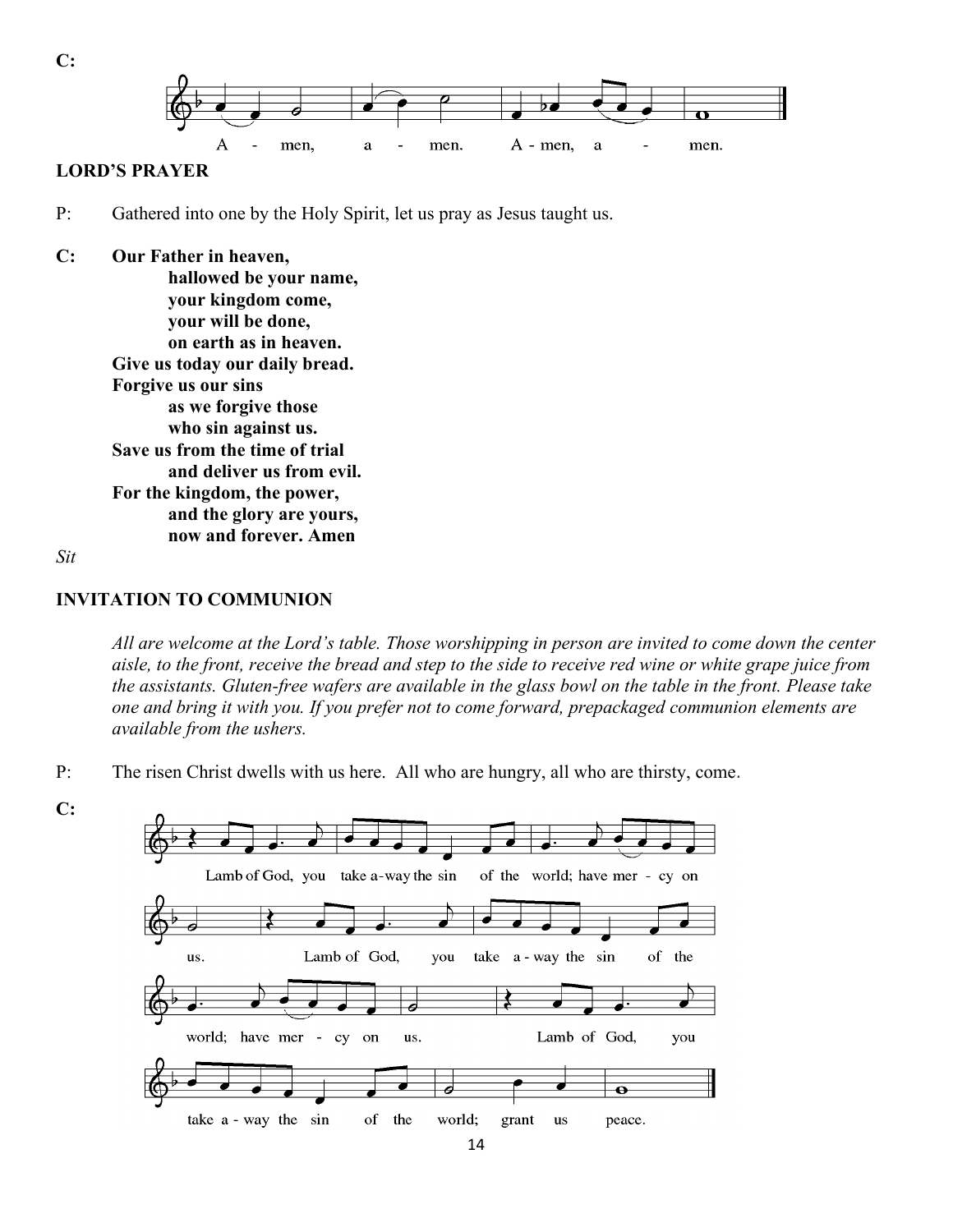**C:**

A - men, a - men. A - men, a - men.

## LORD'S PRAYER

P: Gathered into one by the Holy Spirit, let us pray as Jesus taught us.

**C: Our Father in heaven,**
**hallowed be your name,**
**your kingdom come,**
**your will be done,**
**on earth as in heaven.**
**Give us today our daily bread.**
**Forgive us our sins**
**as we forgive those**
**who sin against us.**
**Save us from the time of trial**
**and deliver us from evil.**
**For the kingdom, the power,**
**and the glory are yours,**
**now and forever. Amen**

*Sit*

## INVITATION TO COMMUNION

*All are welcome at the Lord's table. Those worshipping in person are invited to come down the center aisle, to the front, receive the bread and step to the side to receive red wine or white grape juice from the assistants. Gluten-free wafers are available in the glass bowl on the table in the front. Please take one and bring it with you. If you prefer not to come forward, prepackaged communion elements are available from the ushers.*

P: The risen Christ dwells with us here. All who are hungry, all who are thirsty, come.

**C:**

Lamb of God, you take a-way the sin of the world; have mer - cy on us. Lamb of God, you take a - way the sin of the world; have mer - cy on us. Lamb of God, you take a - way the sin of the world; grant us peace.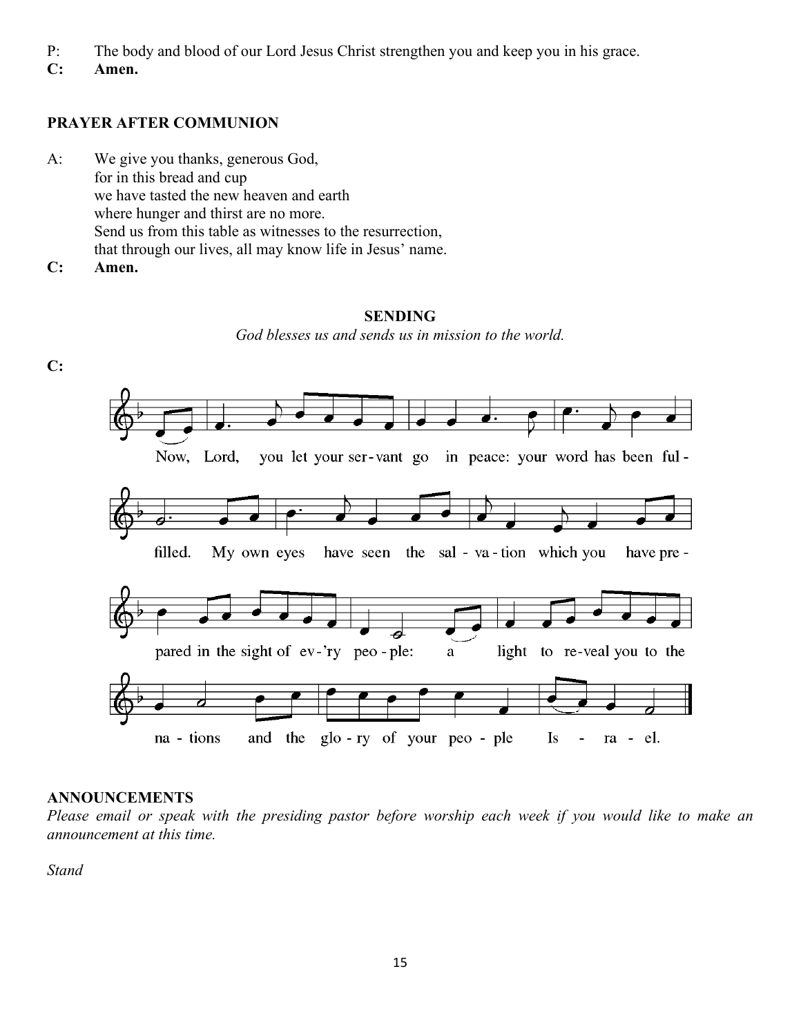P: The body and blood of our Lord Jesus Christ strengthen you and keep you in his grace.

**C: Amen.**

**PRAYER AFTER COMMUNION**

A: We give you thanks, generous God,
for in this bread and cup
we have tasted the new heaven and earth
where hunger and thirst are no more.
Send us from this table as witnesses to the resurrection,
that through our lives, all may know life in Jesus' name.

**C: Amen.**

**SENDING**

*God blesses us and sends us in mission to the world.*

**C:**

Now, Lord, you let your ser-vant go in peace: your word has been ful-filled. My own eyes have seen the sal-va-tion which you have pre-pared in the sight of ev-'ry peo-ple: a light to re-veal you to the na-tions and the glo-ry of your peo-ple Is-ra-el.

**ANNOUNCEMENTS**

*Please email or speak with the presiding pastor before worship each week if you would like to make an announcement at this time.*

*Stand*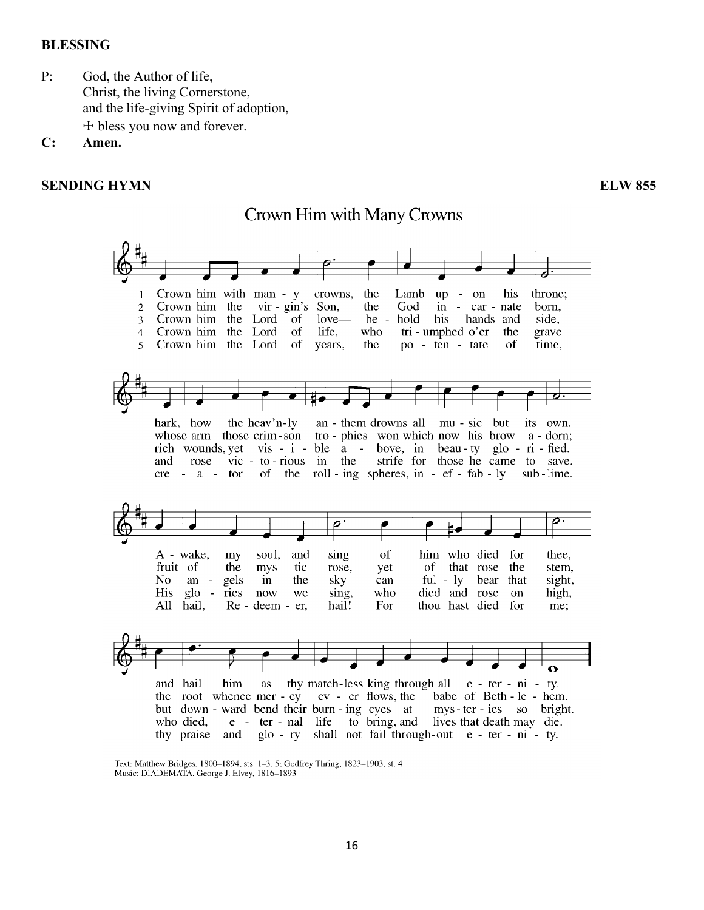**BLESSING**

P: God, the Author of life,
Christ, the living Cornerstone,
and the life-giving Spirit of adoption,
☩ bless you now and forever.

**C: Amen.**

**SENDING HYMN** **ELW 855**

## Crown Him with Many Crowns

1 Crown him with many crowns, the Lamb upon his throne;
hark, how the heav'nly anthem drowns all music but its own.
Awake, my soul, and sing of him who died for thee,
and hail him as thy matchless king through all eternity.

2 Crown him the virgin's Son, the God incarnate born,
whose arm those crimson trophies won which now his brow adorn;
fruit of the mystic rose, yet of that rose the stem,
the root whence mercy ever flows, the babe of Bethlehem.

3 Crown him the Lord of love— behold his hands and side,
rich wounds, yet visible above, in beauty glorified.
No angels in the sky can fully bear that sight,
but downward bend their burning eyes at mysteries so bright.

4 Crown him the Lord of life, who triumphed o'er the grave
and rose victorious in the strife for those he came to save.
His glories now we sing, who died and rose on high,
who died, eternal life to bring, and lives that death may die.

5 Crown him the Lord of years, the potentate of time,
creator of the rolling spheres, ineffably sublime.
All hail, Redeemer, hail! For thou hast died for me;
thy praise and glory shall not fail throughout eternity.

Text: Matthew Bridges, 1800–1894, sts. 1–3, 5; Godfrey Thring, 1823–1903, st. 4
Music: DIADEMATA, George J. Elvey, 1816–1893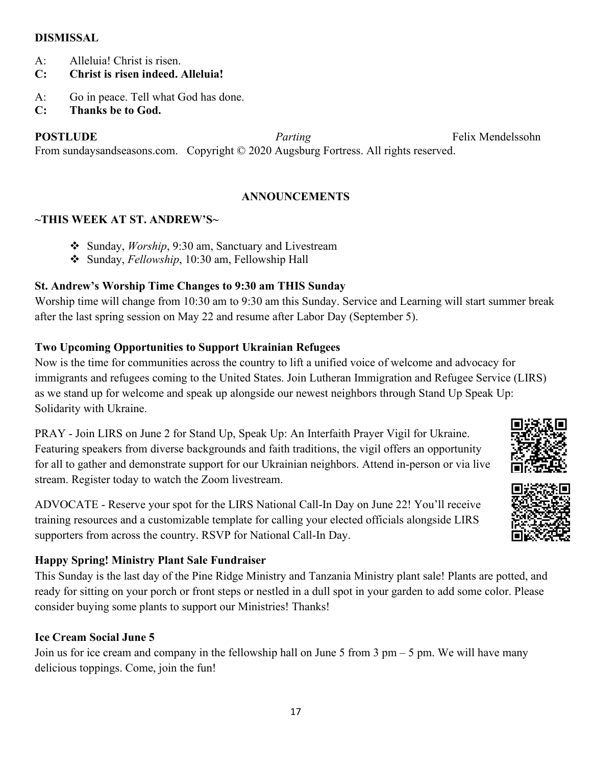**DISMISSAL**

A: Alleluia! Christ is risen.
**C: Christ is risen indeed. Alleluia!**

A: Go in peace. Tell what God has done.
**C: Thanks be to God.**

**POSTLUDE** *Parting* Felix Mendelssohn

From sundaysandseasons.com. Copyright © 2020 Augsburg Fortress. All rights reserved.

## ANNOUNCEMENTS

### ~THIS WEEK AT ST. ANDREW'S~

- Sunday, *Worship*, 9:30 am, Sanctuary and Livestream
- Sunday, *Fellowship*, 10:30 am, Fellowship Hall

**St. Andrew's Worship Time Changes to 9:30 am THIS Sunday**

Worship time will change from 10:30 am to 9:30 am this Sunday. Service and Learning will start summer break after the last spring session on May 22 and resume after Labor Day (September 5).

**Two Upcoming Opportunities to Support Ukrainian Refugees**

Now is the time for communities across the country to lift a unified voice of welcome and advocacy for immigrants and refugees coming to the United States. Join Lutheran Immigration and Refugee Service (LIRS) as we stand up for welcome and speak up alongside our newest neighbors through Stand Up Speak Up: Solidarity with Ukraine.

PRAY - Join LIRS on June 2 for Stand Up, Speak Up: An Interfaith Prayer Vigil for Ukraine. Featuring speakers from diverse backgrounds and faith traditions, the vigil offers an opportunity for all to gather and demonstrate support for our Ukrainian neighbors. Attend in-person or via live stream. Register today to watch the Zoom livestream.

ADVOCATE - Reserve your spot for the LIRS National Call-In Day on June 22! You'll receive training resources and a customizable template for calling your elected officials alongside LIRS supporters from across the country. RSVP for National Call-In Day.

**Happy Spring! Ministry Plant Sale Fundraiser**

This Sunday is the last day of the Pine Ridge Ministry and Tanzania Ministry plant sale! Plants are potted, and ready for sitting on your porch or front steps or nestled in a dull spot in your garden to add some color. Please consider buying some plants to support our Ministries! Thanks!

**Ice Cream Social June 5**

Join us for ice cream and company in the fellowship hall on June 5 from 3 pm – 5 pm. We will have many delicious toppings. Come, join the fun!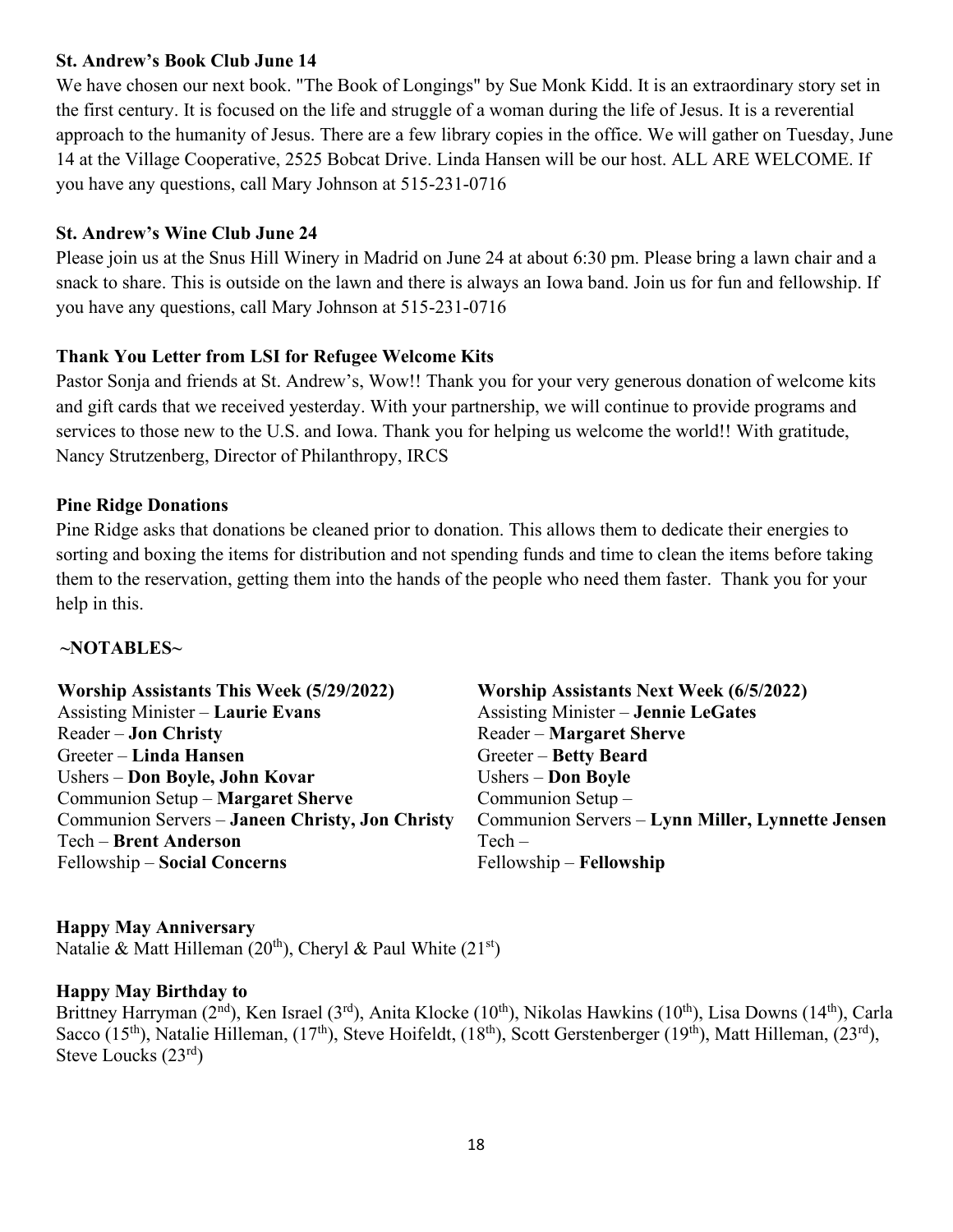**St. Andrew's Book Club June 14**

We have chosen our next book. "The Book of Longings" by Sue Monk Kidd. It is an extraordinary story set in the first century. It is focused on the life and struggle of a woman during the life of Jesus. It is a reverential approach to the humanity of Jesus. There are a few library copies in the office. We will gather on Tuesday, June 14 at the Village Cooperative, 2525 Bobcat Drive. Linda Hansen will be our host. ALL ARE WELCOME. If you have any questions, call Mary Johnson at 515-231-0716

**St. Andrew's Wine Club June 24**

Please join us at the Snus Hill Winery in Madrid on June 24 at about 6:30 pm. Please bring a lawn chair and a snack to share. This is outside on the lawn and there is always an Iowa band. Join us for fun and fellowship. If you have any questions, call Mary Johnson at 515-231-0716

**Thank You Letter from LSI for Refugee Welcome Kits**

Pastor Sonja and friends at St. Andrew's, Wow!! Thank you for your very generous donation of welcome kits and gift cards that we received yesterday. With your partnership, we will continue to provide programs and services to those new to the U.S. and Iowa. Thank you for helping us welcome the world!! With gratitude, Nancy Strutzenberg, Director of Philanthropy, IRCS

**Pine Ridge Donations**

Pine Ridge asks that donations be cleaned prior to donation. This allows them to dedicate their energies to sorting and boxing the items for distribution and not spending funds and time to clean the items before taking them to the reservation, getting them into the hands of the people who need them faster. Thank you for your help in this.

**~NOTABLES~**

**Worship Assistants This Week (5/29/2022)**

Assisting Minister – **Laurie Evans**
Reader – **Jon Christy**
Greeter – **Linda Hansen**
Ushers – **Don Boyle, John Kovar**
Communion Setup – **Margaret Sherve**
Communion Servers – **Janeen Christy, Jon Christy**
Tech – **Brent Anderson**
Fellowship – **Social Concerns**

**Worship Assistants Next Week (6/5/2022)**

Assisting Minister – **Jennie LeGates**
Reader – **Margaret Sherve**
Greeter – **Betty Beard**
Ushers – **Don Boyle**
Communion Setup –
Communion Servers – **Lynn Miller, Lynnette Jensen**
Tech –
Fellowship – **Fellowship**

**Happy May Anniversary**

Natalie & Matt Hilleman (20th), Cheryl & Paul White (21st)

**Happy May Birthday to**

Brittney Harryman (2nd), Ken Israel (3rd), Anita Klocke (10th), Nikolas Hawkins (10th), Lisa Downs (14th), Carla Sacco (15th), Natalie Hilleman, (17th), Steve Hoifeldt, (18th), Scott Gerstenberger (19th), Matt Hilleman, (23rd), Steve Loucks (23rd)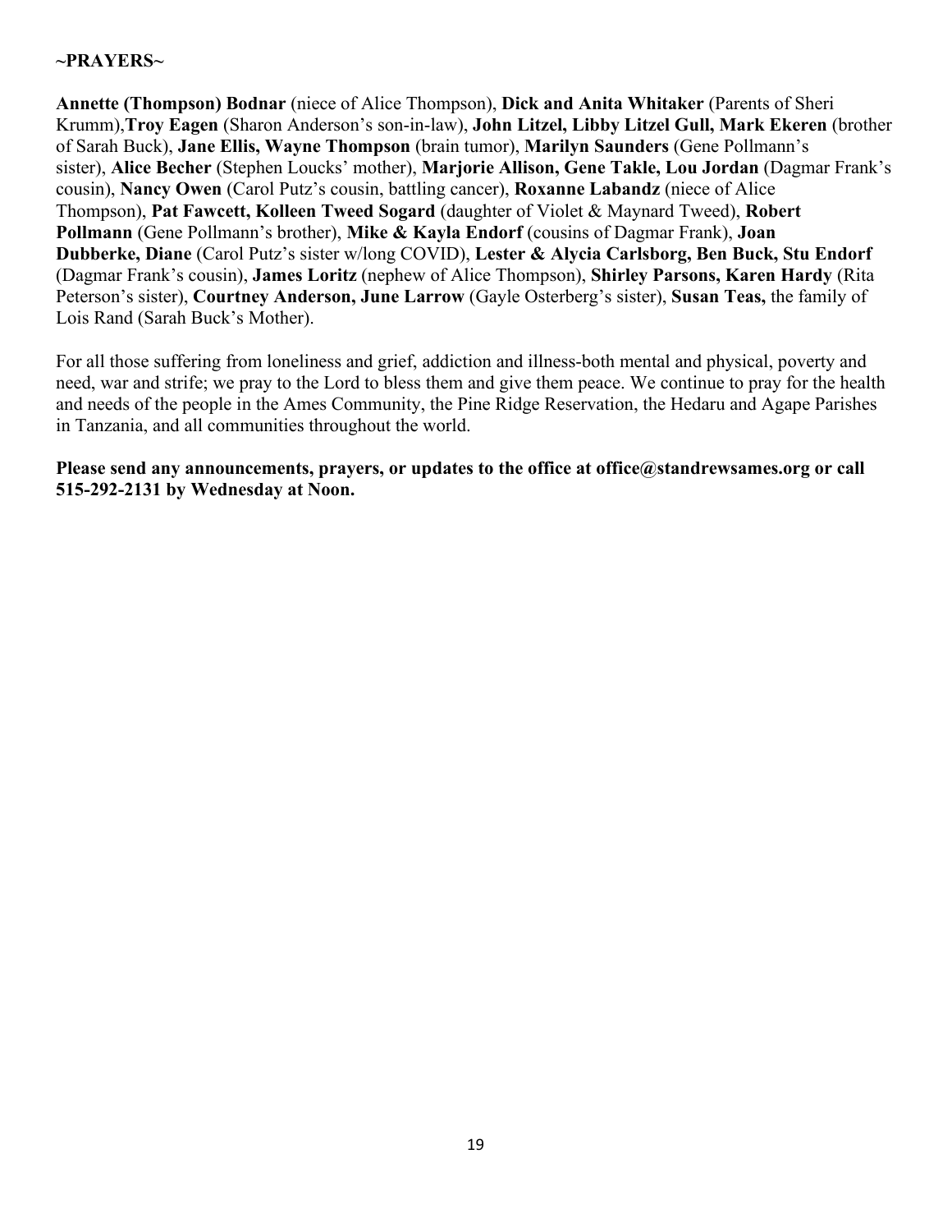**~PRAYERS~**

**Annette (Thompson) Bodnar** (niece of Alice Thompson), **Dick and Anita Whitaker** (Parents of Sheri Krumm),**Troy Eagen** (Sharon Anderson's son-in-law), **John Litzel, Libby Litzel Gull, Mark Ekeren** (brother of Sarah Buck), **Jane Ellis, Wayne Thompson** (brain tumor), **Marilyn Saunders** (Gene Pollmann's sister), **Alice Becher** (Stephen Loucks' mother), **Marjorie Allison, Gene Takle, Lou Jordan** (Dagmar Frank's cousin), **Nancy Owen** (Carol Putz's cousin, battling cancer), **Roxanne Labandz** (niece of Alice Thompson), **Pat Fawcett, Kolleen Tweed Sogard** (daughter of Violet & Maynard Tweed), **Robert Pollmann** (Gene Pollmann's brother), **Mike & Kayla Endorf** (cousins of Dagmar Frank), **Joan Dubberke, Diane** (Carol Putz's sister w/long COVID), **Lester & Alycia Carlsborg, Ben Buck, Stu Endorf** (Dagmar Frank's cousin), **James Loritz** (nephew of Alice Thompson), **Shirley Parsons, Karen Hardy** (Rita Peterson's sister), **Courtney Anderson, June Larrow** (Gayle Osterberg's sister), **Susan Teas,** the family of Lois Rand (Sarah Buck's Mother).

For all those suffering from loneliness and grief, addiction and illness-both mental and physical, poverty and need, war and strife; we pray to the Lord to bless them and give them peace. We continue to pray for the health and needs of the people in the Ames Community, the Pine Ridge Reservation, the Hedaru and Agape Parishes in Tanzania, and all communities throughout the world.

**Please send any announcements, prayers, or updates to the office at office@standrewsames.org or call 515-292-2131 by Wednesday at Noon.**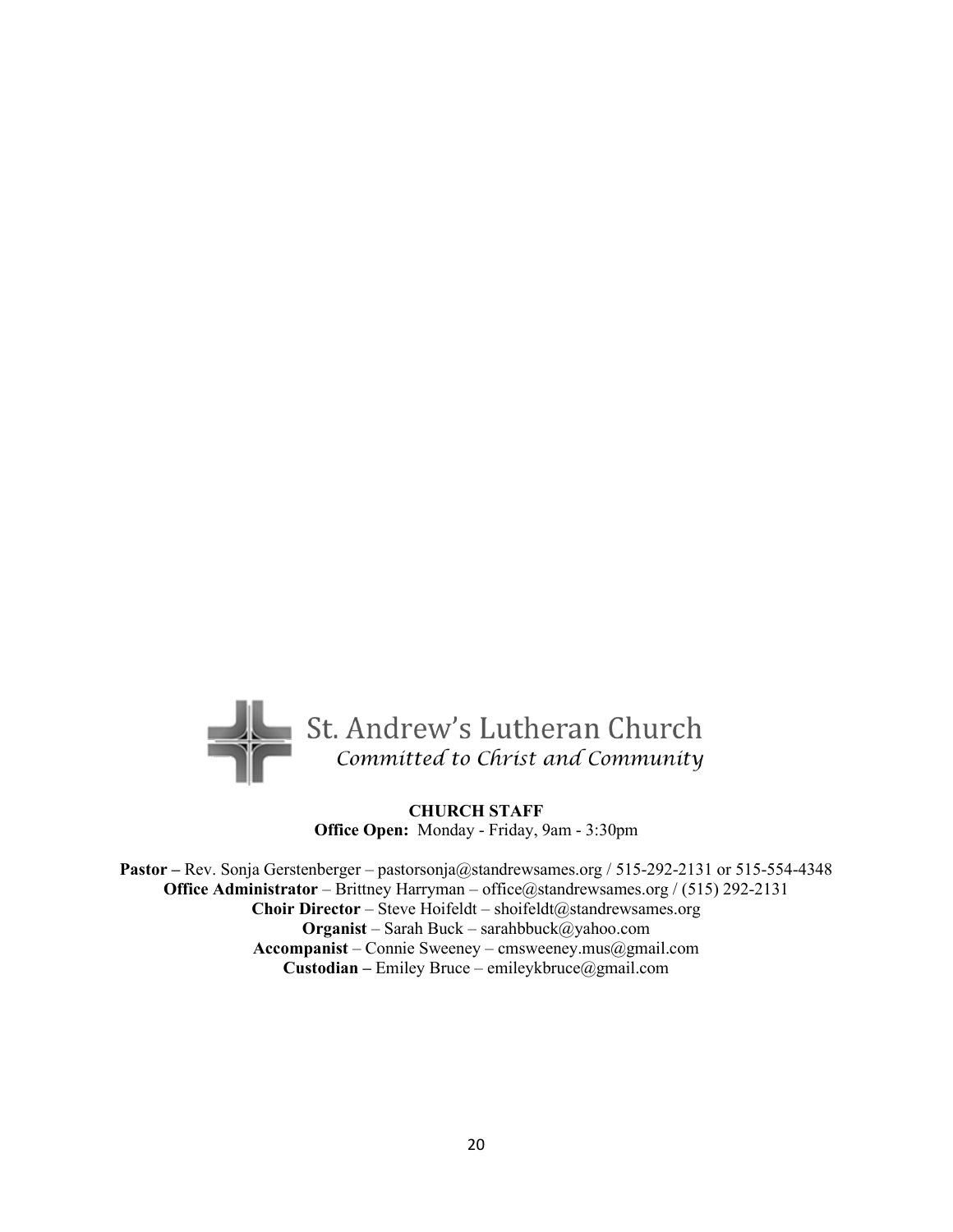St. Andrew's Lutheran Church

*Committed to Christ and Community*

**CHURCH STAFF**

**Office Open:** Monday - Friday, 9am - 3:30pm

**Pastor –** Rev. Sonja Gerstenberger – pastorsonja@standrewsames.org / 515-292-2131 or 515-554-4348

**Office Administrator** – Brittney Harryman – office@standrewsames.org / (515) 292-2131

**Choir Director** – Steve Hoifeldt – shoifeldt@standrewsames.org

**Organist** – Sarah Buck – sarahbbuck@yahoo.com

**Accompanist** – Connie Sweeney – cmsweeney.mus@gmail.com

**Custodian –** Emiley Bruce – emileykbruce@gmail.com